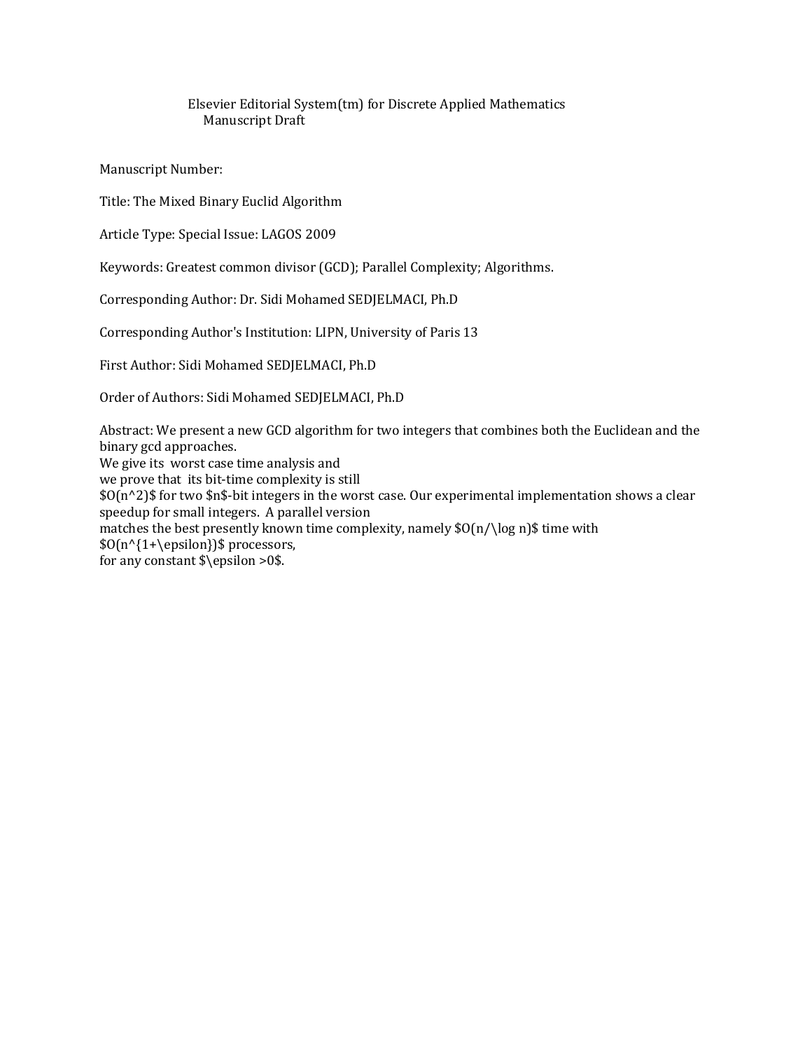Elsevier Editorial System(tm) for Discrete Applied Mathematics
Manuscript Draft

Manuscript Number:

Title: The Mixed Binary Euclid Algorithm

Article Type: Special Issue: LAGOS 2009

Keywords: Greatest common divisor (GCD); Parallel Complexity; Algorithms.

Corresponding Author: Dr. Sidi Mohamed SEDJELMACI, Ph.D

Corresponding Author's Institution: LIPN, University of Paris 13

First Author: Sidi Mohamed SEDJELMACI, Ph.D

Order of Authors: Sidi Mohamed SEDJELMACI, Ph.D

Abstract: We present a new GCD algorithm for two integers that combines both the Euclidean and the binary gcd approaches.
We give its worst case time analysis and
we prove that its bit-time complexity is still
$O(n^2)$ for two $n$-bit integers in the worst case. Our experimental implementation shows a clear speedup for small integers. A parallel version
matches the best presently known time complexity, namely $O(n/\log n)$ time with
$O(n^{1+\epsilon})$ processors,
for any constant $\epsilon >0$.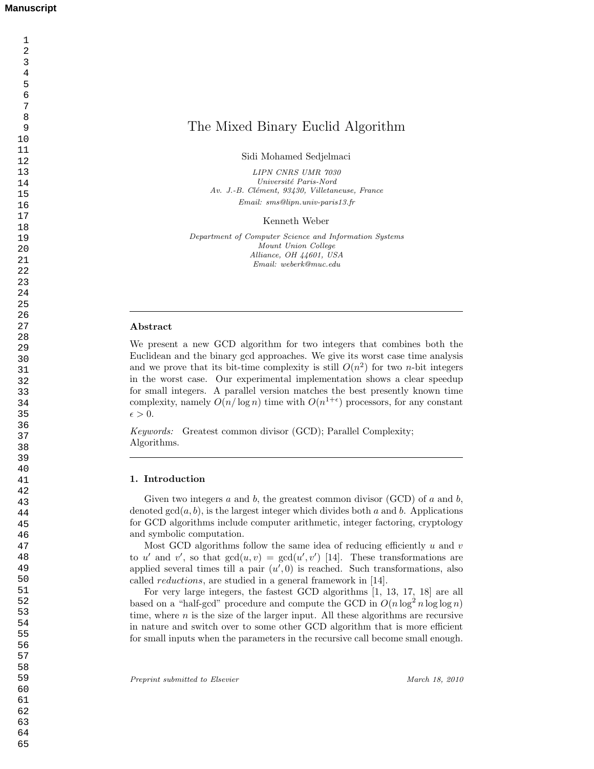# The Mixed Binary Euclid Algorithm

Sidi Mohamed Sedjelmaci

*LIPN CNRS UMR 7030*
*Université Paris-Nord*
*Av. J.-B. Clément, 93430, Villetaneuse, France*
*Email: sms@lipn.univ-paris13.fr*

Kenneth Weber

*Department of Computer Science and Information Systems*
*Mount Union College*
*Alliance, OH 44601, USA*
*Email: weberk@muc.edu*

---

## Abstract

We present a new GCD algorithm for two integers that combines both the Euclidean and the binary gcd approaches. We give its worst case time analysis and we prove that its bit-time complexity is still $O(n^2)$ for two $n$-bit integers in the worst case. Our experimental implementation shows a clear speedup for small integers. A parallel version matches the best presently known time complexity, namely $O(n/\log n)$ time with $O(n^{1+\epsilon})$ processors, for any constant $\epsilon > 0$.

*Keywords:* Greatest common divisor (GCD); Parallel Complexity; Algorithms.

---

## 1. Introduction

Given two integers $a$ and $b$, the greatest common divisor (GCD) of $a$ and $b$, denoted $\gcd(a, b)$, is the largest integer which divides both $a$ and $b$. Applications for GCD algorithms include computer arithmetic, integer factoring, cryptology and symbolic computation.

Most GCD algorithms follow the same idea of reducing efficiently $u$ and $v$ to $u'$ and $v'$, so that $\gcd(u, v) = \gcd(u', v')$ [14]. These transformations are applied several times till a pair $(u', 0)$ is reached. Such transformations, also called *reductions*, are studied in a general framework in [14].

For very large integers, the fastest GCD algorithms [1, 13, 17, 18] are all based on a "half-gcd" procedure and compute the GCD in $O(n \log^2 n \log\log n)$ time, where $n$ is the size of the larger input. All these algorithms are recursive in nature and switch over to some other GCD algorithm that is more efficient for small inputs when the parameters in the recursive call become small enough.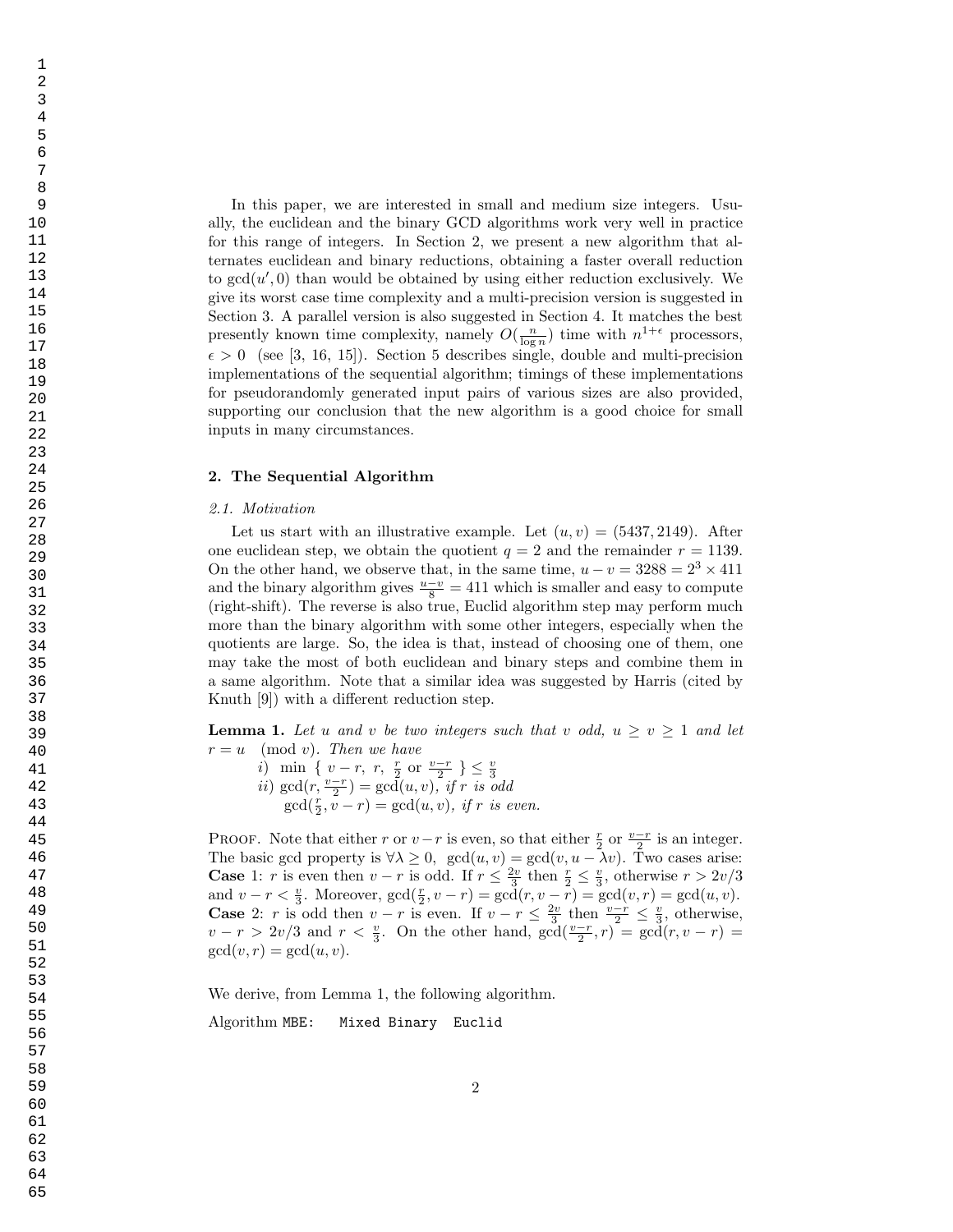In this paper, we are interested in small and medium size integers. Usually, the euclidean and the binary GCD algorithms work very well in practice for this range of integers. In Section 2, we present a new algorithm that alternates euclidean and binary reductions, obtaining a faster overall reduction to $\gcd(u', 0)$ than would be obtained by using either reduction exclusively. We give its worst case time complexity and a multi-precision version is suggested in Section 3. A parallel version is also suggested in Section 4. It matches the best presently known time complexity, namely $O(\frac{n}{\log n})$ time with $n^{1+\epsilon}$ processors, $\epsilon > 0$ (see [3, 16, 15]). Section 5 describes single, double and multi-precision implementations of the sequential algorithm; timings of these implementations for pseudorandomly generated input pairs of various sizes are also provided, supporting our conclusion that the new algorithm is a good choice for small inputs in many circumstances.

## 2. The Sequential Algorithm

### *2.1. Motivation*

Let us start with an illustrative example. Let $(u, v) = (5437, 2149)$. After one euclidean step, we obtain the quotient $q = 2$ and the remainder $r = 1139$. On the other hand, we observe that, in the same time, $u - v = 3288 = 2^3 \times 411$ and the binary algorithm gives $\frac{u-v}{8} = 411$ which is smaller and easy to compute (right-shift). The reverse is also true, Euclid algorithm step may perform much more than the binary algorithm with some other integers, especially when the quotients are large. So, the idea is that, instead of choosing one of them, one may take the most of both euclidean and binary steps and combine them in a same algorithm. Note that a similar idea was suggested by Harris (cited by Knuth [9]) with a different reduction step.

**Lemma 1.** *Let $u$ and $v$ be two integers such that $v$ odd, $u \geq v \geq 1$ and let $r = u \pmod{v}$. Then we have*

*i)* $\min\ \{\ v - r,\ r,\ \frac{r}{2} \text{ or } \frac{v-r}{2}\ \} \leq \frac{v}{3}$

*ii)* $\gcd(r, \frac{v-r}{2}) = \gcd(u, v)$, *if $r$ is odd*

$\gcd(\frac{r}{2}, v - r) = \gcd(u, v)$, *if $r$ is even.*

Proof. Note that either $r$ or $v - r$ is even, so that either $\frac{r}{2}$ or $\frac{v-r}{2}$ is an integer. The basic gcd property is $\forall \lambda \geq 0,\ \gcd(u, v) = \gcd(v, u - \lambda v)$. Two cases arise: **Case** 1: $r$ is even then $v - r$ is odd. If $r \leq \frac{2v}{3}$ then $\frac{r}{2} \leq \frac{v}{3}$, otherwise $r > 2v/3$ and $v - r < \frac{v}{3}$. Moreover, $\gcd(\frac{r}{2}, v - r) = \gcd(r, v - r) = \gcd(v, r) = \gcd(u, v)$. **Case** 2: $r$ is odd then $v - r$ is even. If $v - r \leq \frac{2v}{3}$ then $\frac{v-r}{2} \leq \frac{v}{3}$, otherwise, $v - r > 2v/3$ and $r < \frac{v}{3}$. On the other hand, $\gcd(\frac{v-r}{2}, r) = \gcd(r, v - r) = \gcd(v, r) = \gcd(u, v)$.

We derive, from Lemma 1, the following algorithm.

Algorithm `MBE`: `Mixed Binary Euclid`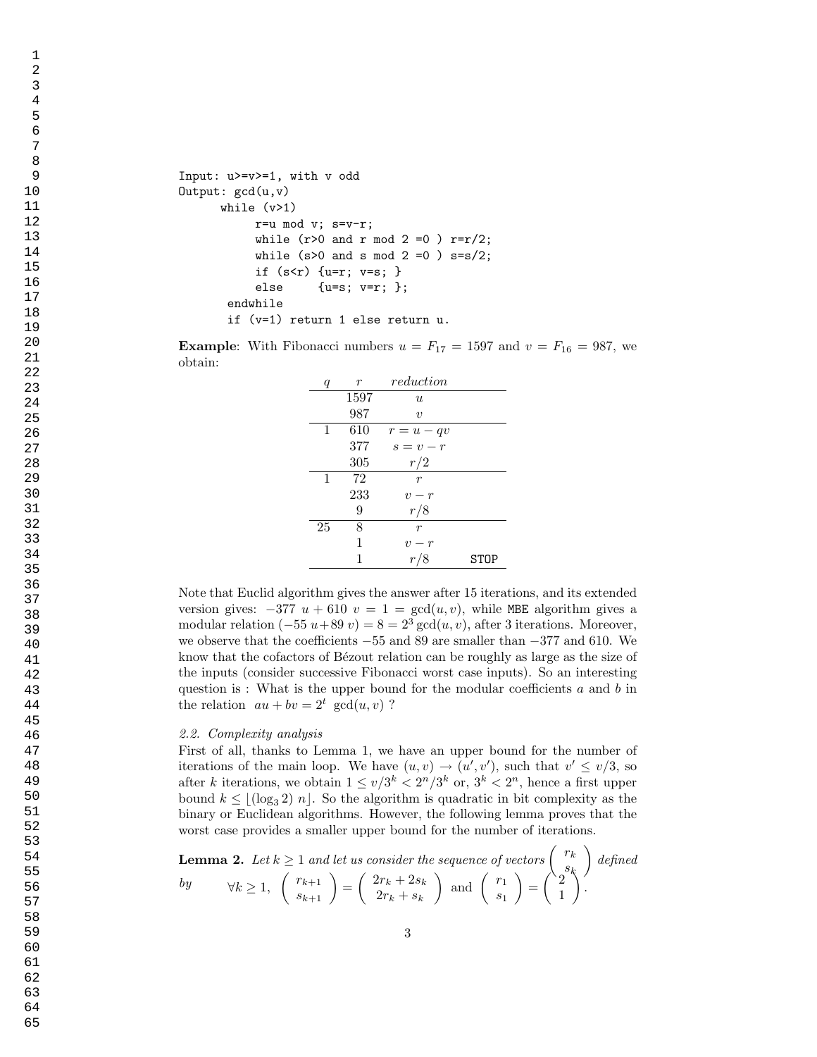```
Input: u>=v>=1, with v odd
Output: gcd(u,v)
      while (v>1)
           r=u mod v; s=v-r;
           while (r>0 and r mod 2 =0 ) r=r/2;
           while (s>0 and s mod 2 =0 ) s=s/2;
           if (s<r) {u=r; v=s; }
           else     {u=s; v=r; };
       endwhile
       if (v=1) return 1 else return u.
```

**Example**: With Fibonacci numbers $u = F_{17} = 1597$ and $v = F_{16} = 987$, we obtain:

| $q$ | $r$ | *reduction* | |
|---|---|---|---|
| | 1597 | $u$ | |
| | 987 | $v$ | |
| 1 | 610 | $r = u - qv$ | |
| | 377 | $s = v - r$ | |
| | 305 | $r/2$ | |
| 1 | 72 | $r$ | |
| | 233 | $v - r$ | |
| | 9 | $r/8$ | |
| 25 | 8 | $r$ | |
| | 1 | $v - r$ | |
| | 1 | $r/8$ | STOP |

Note that Euclid algorithm gives the answer after 15 iterations, and its extended version gives: $-377\ u + 610\ v = 1 = \gcd(u, v)$, while MBE algorithm gives a modular relation $(-55\ u + 89\ v) = 8 = 2^3 \gcd(u, v)$, after 3 iterations. Moreover, we observe that the coefficients $-55$ and $89$ are smaller than $-377$ and $610$. We know that the cofactors of Bézout relation can be roughly as large as the size of the inputs (consider successive Fibonacci worst case inputs). So an interesting question is : What is the upper bound for the modular coefficients $a$ and $b$ in the relation $au + bv = 2^t\ \gcd(u, v)$ ?

*2.2. Complexity analysis*

First of all, thanks to Lemma 1, we have an upper bound for the number of iterations of the main loop. We have $(u, v) \to (u', v')$, such that $v' \leq v/3$, so after $k$ iterations, we obtain $1 \leq v/3^k < 2^n/3^k$ or, $3^k < 2^n$, hence a first upper bound $k \leq \lfloor (\log_3 2)\ n \rfloor$. So the algorithm is quadratic in bit complexity as the binary or Euclidean algorithms. However, the following lemma proves that the worst case provides a smaller upper bound for the number of iterations.

**Lemma 2.** *Let $k \geq 1$ and let us consider the sequence of vectors $\begin{pmatrix} r_k \\ s_k \end{pmatrix}$ defined by* $\quad \forall k \geq 1,\ \begin{pmatrix} r_{k+1} \\ s_{k+1} \end{pmatrix} = \begin{pmatrix} 2r_k + 2s_k \\ 2r_k + s_k \end{pmatrix}$ and $\begin{pmatrix} r_1 \\ s_1 \end{pmatrix} = \begin{pmatrix} 2 \\ 1 \end{pmatrix}$.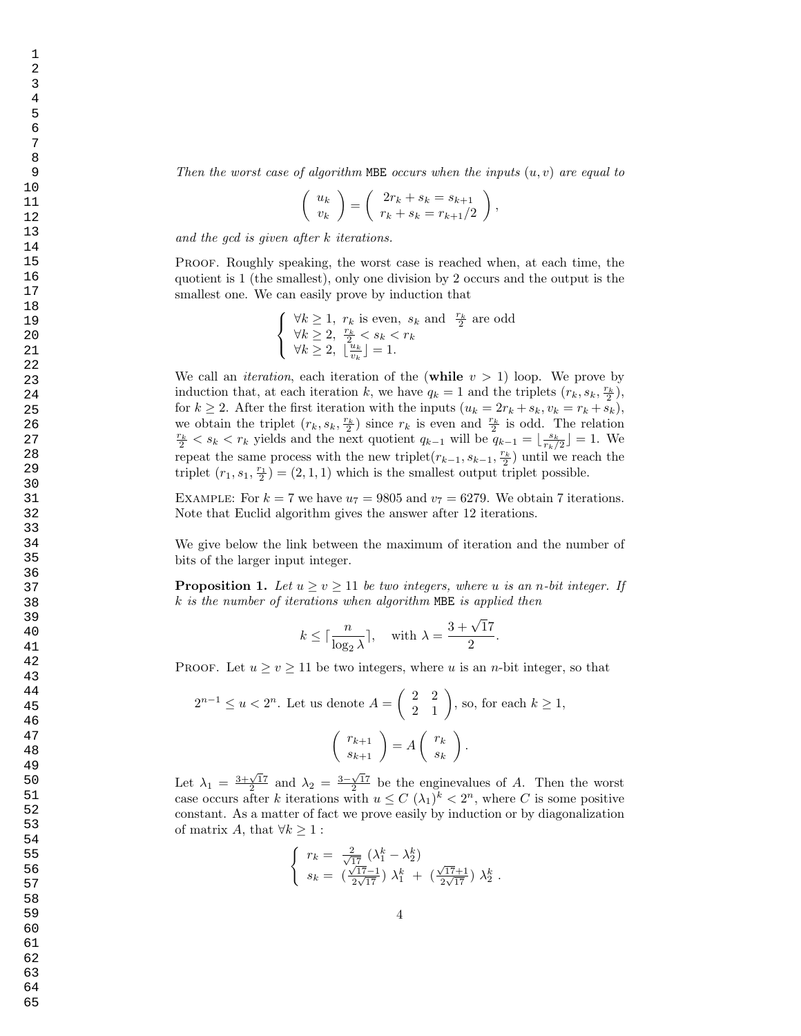*Then the worst case of algorithm* MBE *occurs when the inputs $(u, v)$ are equal to*

$$\begin{pmatrix} u_k \\ v_k \end{pmatrix} = \begin{pmatrix} 2r_k + s_k = s_{k+1} \\ r_k + s_k = r_{k+1}/2 \end{pmatrix},$$

*and the gcd is given after $k$ iterations.*

Proof. Roughly speaking, the worst case is reached when, at each time, the quotient is 1 (the smallest), only one division by 2 occurs and the output is the smallest one. We can easily prove by induction that

$$\begin{cases} \forall k \geq 1, \; r_k \text{ is even, } s_k \text{ and } \frac{r_k}{2} \text{ are odd} \\ \forall k \geq 2, \; \frac{r_k}{2} < s_k < r_k \\ \forall k \geq 2, \; \lfloor \frac{u_k}{v_k} \rfloor = 1. \end{cases}$$

We call an *iteration*, each iteration of the (**while** $v > 1$) loop. We prove by induction that, at each iteration $k$, we have $q_k = 1$ and the triplets $(r_k, s_k, \frac{r_k}{2})$, for $k \geq 2$. After the first iteration with the inputs $(u_k = 2r_k + s_k, v_k = r_k + s_k)$, we obtain the triplet $(r_k, s_k, \frac{r_k}{2})$ since $r_k$ is even and $\frac{r_k}{2}$ is odd. The relation $\frac{r_k}{2} < s_k < r_k$ yields and the next quotient $q_{k-1}$ will be $q_{k-1} = \lfloor \frac{s_k}{r_k/2} \rfloor = 1$. We repeat the same process with the new triplet$(r_{k-1}, s_{k-1}, \frac{r_k}{2})$ until we reach the triplet $(r_1, s_1, \frac{r_1}{2}) = (2, 1, 1)$ which is the smallest output triplet possible.

Example: For $k = 7$ we have $u_7 = 9805$ and $v_7 = 6279$. We obtain 7 iterations. Note that Euclid algorithm gives the answer after 12 iterations.

We give below the link between the maximum of iteration and the number of bits of the larger input integer.

**Proposition 1.** *Let $u \geq v \geq 11$ be two integers, where $u$ is an $n$-bit integer. If $k$ is the number of iterations when algorithm* MBE *is applied then*

$$k \leq \lceil \frac{n}{\log_2 \lambda} \rceil, \quad \text{with } \lambda = \frac{3 + \sqrt{17}}{2}.$$

Proof. Let $u \geq v \geq 11$ be two integers, where $u$ is an $n$-bit integer, so that

$2^{n-1} \leq u < 2^n$. Let us denote $A = \begin{pmatrix} 2 & 2 \\ 2 & 1 \end{pmatrix}$, so, for each $k \geq 1$,

$$\begin{pmatrix} r_{k+1} \\ s_{k+1} \end{pmatrix} = A \begin{pmatrix} r_k \\ s_k \end{pmatrix}.$$

Let $\lambda_1 = \frac{3+\sqrt{17}}{2}$ and $\lambda_2 = \frac{3-\sqrt{17}}{2}$ be the enginevalues of $A$. Then the worst case occurs after $k$ iterations with $u \leq C \, (\lambda_1)^k < 2^n$, where $C$ is some positive constant. As a matter of fact we prove easily by induction or by diagonalization of matrix $A$, that $\forall k \geq 1$ :

$$\begin{cases} r_k = \frac{2}{\sqrt{17}} \, (\lambda_1^k - \lambda_2^k) \\ s_k = (\frac{\sqrt{17}-1}{2\sqrt{17}}) \, \lambda_1^k \; + \; (\frac{\sqrt{17}+1}{2\sqrt{17}}) \, \lambda_2^k \, . \end{cases}$$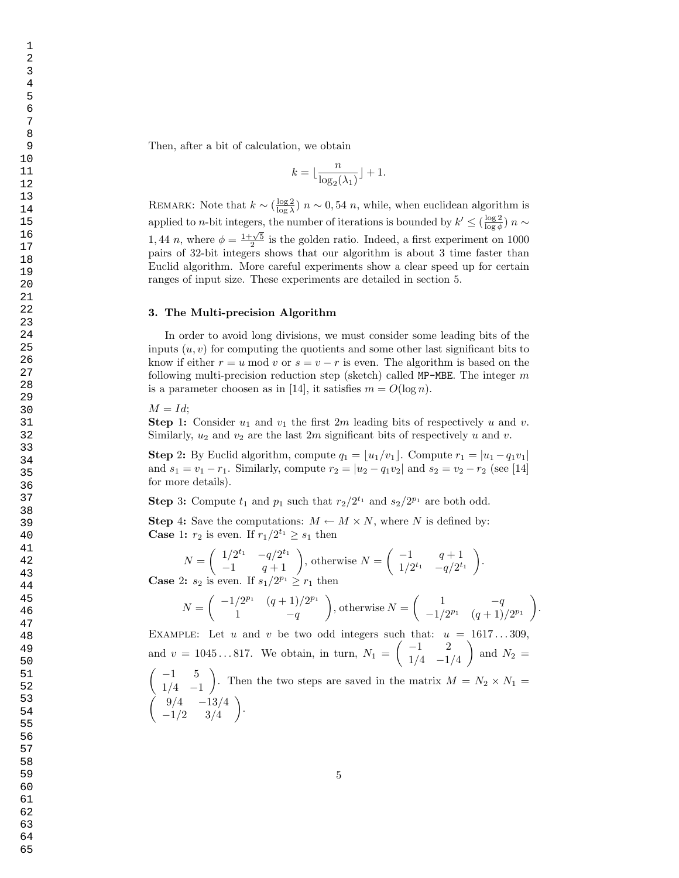Then, after a bit of calculation, we obtain

$$k = \lfloor \frac{n}{\log_2(\lambda_1)} \rfloor + 1.$$

REMARK: Note that $k \sim (\frac{\log 2}{\log \lambda})\ n \sim 0{,}54\ n$, while, when euclidean algorithm is applied to $n$-bit integers, the number of iterations is bounded by $k' \leq (\frac{\log 2}{\log \phi})\ n \sim 1{,}44\ n$, where $\phi = \frac{1+\sqrt{5}}{2}$ is the golden ratio. Indeed, a first experiment on 1000 pairs of 32-bit integers shows that our algorithm is about 3 time faster than Euclid algorithm. More careful experiments show a clear speed up for certain ranges of input size. These experiments are detailed in section 5.

## 3. The Multi-precision Algorithm

In order to avoid long divisions, we must consider some leading bits of the inputs $(u, v)$ for computing the quotients and some other last significant bits to know if either $r = u \bmod v$ or $s = v - r$ is even. The algorithm is based on the following multi-precision reduction step (sketch) called `MP-MBE`. The integer $m$ is a parameter choosen as in [14], it satisfies $m = O(\log n)$.

$M = Id$;
**Step 1:** Consider $u_1$ and $v_1$ the first $2m$ leading bits of respectively $u$ and $v$. Similarly, $u_2$ and $v_2$ are the last $2m$ significant bits of respectively $u$ and $v$.

**Step 2:** By Euclid algorithm, compute $q_1 = \lfloor u_1/v_1 \rfloor$. Compute $r_1 = |u_1 - q_1 v_1|$ and $s_1 = v_1 - r_1$. Similarly, compute $r_2 = |u_2 - q_1 v_2|$ and $s_2 = v_2 - r_2$ (see [14] for more details).

**Step 3:** Compute $t_1$ and $p_1$ such that $r_2/2^{t_1}$ and $s_2/2^{p_1}$ are both odd.

**Step 4:** Save the computations: $M \leftarrow M \times N$, where $N$ is defined by:
**Case 1:** $r_2$ is even. If $r_1/2^{t_1} \geq s_1$ then

$$N = \begin{pmatrix} 1/2^{t_1} & -q/2^{t_1} \\ -1 & q+1 \end{pmatrix}, \text{ otherwise } N = \begin{pmatrix} -1 & q+1 \\ 1/2^{t_1} & -q/2^{t_1} \end{pmatrix}.$$

**Case 2:** $s_2$ is even. If $s_1/2^{p_1} \geq r_1$ then

$$N = \begin{pmatrix} -1/2^{p_1} & (q+1)/2^{p_1} \\ 1 & -q \end{pmatrix}, \text{ otherwise } N = \begin{pmatrix} 1 & -q \\ -1/2^{p_1} & (q+1)/2^{p_1} \end{pmatrix}.$$

EXAMPLE: Let $u$ and $v$ be two odd integers such that: $u = 1617\ldots309$, and $v = 1045\ldots817$. We obtain, in turn, $N_1 = \begin{pmatrix} -1 & 2 \\ 1/4 & -1/4 \end{pmatrix}$ and $N_2 = \begin{pmatrix} -1 & 5 \\ 1/4 & -1 \end{pmatrix}$. Then the two steps are saved in the matrix $M = N_2 \times N_1 = \begin{pmatrix} 9/4 & -13/4 \\ -1/2 & 3/4 \end{pmatrix}$.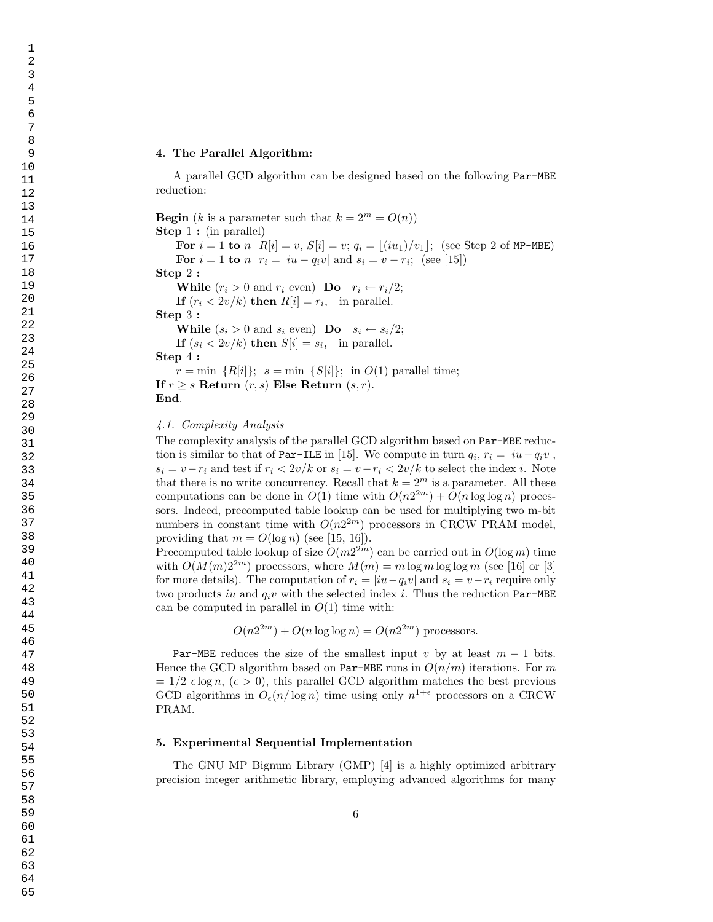## 4. The Parallel Algorithm:

A parallel GCD algorithm can be designed based on the following Par-MBE reduction:

**Begin** ($k$ is a parameter such that $k = 2^m = O(n)$)
**Step** 1 **:** (in parallel)
  **For** $i = 1$ **to** $n$  $R[i] = v$, $S[i] = v$; $q_i = \lfloor (iu_1)/v_1 \rfloor$; (see Step 2 of MP-MBE)
  **For** $i = 1$ **to** $n$  $r_i = |iu - q_i v|$ and $s_i = v - r_i$; (see [15])
**Step** 2 **:**
  **While** ($r_i > 0$ and $r_i$ even) **Do**  $r_i \leftarrow r_i/2$;
  **If** ($r_i < 2v/k$) **then** $R[i] = r_i$,  in parallel.
**Step** 3 **:**
  **While** ($s_i > 0$ and $s_i$ even) **Do**  $s_i \leftarrow s_i/2$;
  **If** ($s_i < 2v/k$) **then** $S[i] = s_i$,  in parallel.
**Step** 4 **:**
  $r = \min\ \{R[i]\}$; $s = \min\ \{S[i]\}$; in $O(1)$ parallel time;
**If** $r \geq s$ **Return** $(r, s)$ **Else Return** $(s, r)$.
**End**.

### *4.1. Complexity Analysis*

The complexity analysis of the parallel GCD algorithm based on Par-MBE reduction is similar to that of Par-ILE in [15]. We compute in turn $q_i$, $r_i = |iu - q_i v|$, $s_i = v - r_i$ and test if $r_i < 2v/k$ or $s_i = v - r_i < 2v/k$ to select the index $i$. Note that there is no write concurrency. Recall that $k = 2^m$ is a parameter. All these computations can be done in $O(1)$ time with $O(n2^{2m}) + O(n \log\log n)$ processors. Indeed, precomputed table lookup can be used for multiplying two m-bit numbers in constant time with $O(n2^{2m})$ processors in CRCW PRAM model, providing that $m = O(\log n)$ (see [15, 16]).
Precomputed table lookup of size $O(m2^{2m})$ can be carried out in $O(\log m)$ time with $O(M(m)2^{2m})$ processors, where $M(m) = m \log m \log\log m$ (see [16] or [3] for more details). The computation of $r_i = |iu - q_i v|$ and $s_i = v - r_i$ require only two products $iu$ and $q_i v$ with the selected index $i$. Thus the reduction Par-MBE can be computed in parallel in $O(1)$ time with:

$$O(n2^{2m}) + O(n \log\log n) = O(n2^{2m}) \text{ processors.}$$

Par-MBE reduces the size of the smallest input $v$ by at least $m - 1$ bits. Hence the GCD algorithm based on Par-MBE runs in $O(n/m)$ iterations. For $m = 1/2\ \epsilon \log n$, ($\epsilon > 0$), this parallel GCD algorithm matches the best previous GCD algorithms in $O_\epsilon(n/\log n)$ time using only $n^{1+\epsilon}$ processors on a CRCW PRAM.

## 5. Experimental Sequential Implementation

The GNU MP Bignum Library (GMP) [4] is a highly optimized arbitrary precision integer arithmetic library, employing advanced algorithms for many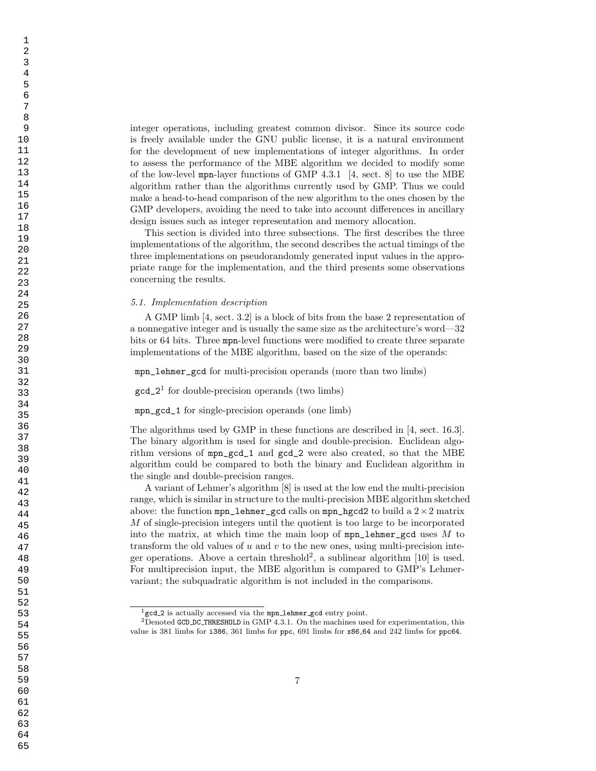integer operations, including greatest common divisor. Since its source code is freely available under the GNU public license, it is a natural environment for the development of new implementations of integer algorithms. In order to assess the performance of the MBE algorithm we decided to modify some of the low-level `mpn`-layer functions of GMP 4.3.1 [4, sect. 8] to use the MBE algorithm rather than the algorithms currently used by GMP. Thus we could make a head-to-head comparison of the new algorithm to the ones chosen by the GMP developers, avoiding the need to take into account differences in ancillary design issues such as integer representation and memory allocation.

This section is divided into three subsections. The first describes the three implementations of the algorithm, the second describes the actual timings of the three implementations on pseudorandomly generated input values in the appropriate range for the implementation, and the third presents some observations concerning the results.

### *5.1. Implementation description*

A GMP limb [4, sect. 3.2] is a block of bits from the base 2 representation of a nonnegative integer and is usually the same size as the architecture's word—32 bits or 64 bits. Three `mpn`-level functions were modified to create three separate implementations of the MBE algorithm, based on the size of the operands:

`mpn_lehmer_gcd` for multi-precision operands (more than two limbs)

`gcd_2`[1] for double-precision operands (two limbs)

`mpn_gcd_1` for single-precision operands (one limb)

The algorithms used by GMP in these functions are described in [4, sect. 16.3]. The binary algorithm is used for single and double-precision. Euclidean algorithm versions of `mpn_gcd_1` and `gcd_2` were also created, so that the MBE algorithm could be compared to both the binary and Euclidean algorithm in the single and double-precision ranges.

A variant of Lehmer's algorithm [8] is used at the low end the multi-precision range, which is similar in structure to the multi-precision MBE algorithm sketched above: the function `mpn_lehmer_gcd` calls on `mpn_hgcd2` to build a $2 \times 2$ matrix $M$ of single-precision integers until the quotient is too large to be incorporated into the matrix, at which time the main loop of `mpn_lehmer_gcd` uses $M$ to transform the old values of $u$ and $v$ to the new ones, using multi-precision integer operations. Above a certain threshold[2], a sublinear algorithm [10] is used. For multiprecision input, the MBE algorithm is compared to GMP's Lehmer-variant; the subquadratic algorithm is not included in the comparisons.

[1] `gcd_2` is actually accessed via the `mpn_lehmer_gcd` entry point.

[2] Denoted `GCD_DC_THRESHOLD` in GMP 4.3.1. On the machines used for experimentation, this value is 381 limbs for `i386`, 361 limbs for `ppc`, 691 limbs for `x86_64` and 242 limbs for `ppc64`.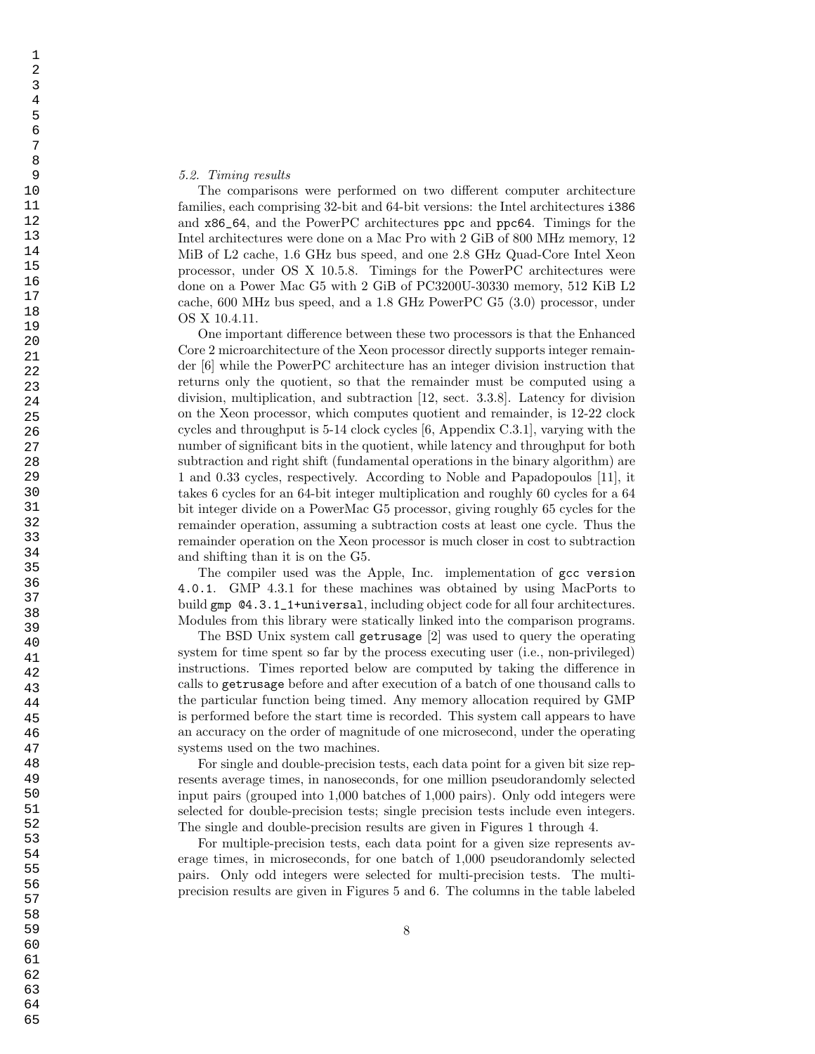*5.2. Timing results*

The comparisons were performed on two different computer architecture families, each comprising 32-bit and 64-bit versions: the Intel architectures `i386` and `x86_64`, and the PowerPC architectures `ppc` and `ppc64`. Timings for the Intel architectures were done on a Mac Pro with 2 GiB of 800 MHz memory, 12 MiB of L2 cache, 1.6 GHz bus speed, and one 2.8 GHz Quad-Core Intel Xeon processor, under OS X 10.5.8. Timings for the PowerPC architectures were done on a Power Mac G5 with 2 GiB of PC3200U-30330 memory, 512 KiB L2 cache, 600 MHz bus speed, and a 1.8 GHz PowerPC G5 (3.0) processor, under OS X 10.4.11.

One important difference between these two processors is that the Enhanced Core 2 microarchitecture of the Xeon processor directly supports integer remainder [6] while the PowerPC architecture has an integer division instruction that returns only the quotient, so that the remainder must be computed using a division, multiplication, and subtraction [12, sect. 3.3.8]. Latency for division on the Xeon processor, which computes quotient and remainder, is 12-22 clock cycles and throughput is 5-14 clock cycles [6, Appendix C.3.1], varying with the number of significant bits in the quotient, while latency and throughput for both subtraction and right shift (fundamental operations in the binary algorithm) are 1 and 0.33 cycles, respectively. According to Noble and Papadopoulos [11], it takes 6 cycles for an 64-bit integer multiplication and roughly 60 cycles for a 64 bit integer divide on a PowerMac G5 processor, giving roughly 65 cycles for the remainder operation, assuming a subtraction costs at least one cycle. Thus the remainder operation on the Xeon processor is much closer in cost to subtraction and shifting than it is on the G5.

The compiler used was the Apple, Inc. implementation of `gcc version 4.0.1`. GMP 4.3.1 for these machines was obtained by using MacPorts to build `gmp @4.3.1_1+universal`, including object code for all four architectures. Modules from this library were statically linked into the comparison programs.

The BSD Unix system call `getrusage` [2] was used to query the operating system for time spent so far by the process executing user (i.e., non-privileged) instructions. Times reported below are computed by taking the difference in calls to `getrusage` before and after execution of a batch of one thousand calls to the particular function being timed. Any memory allocation required by GMP is performed before the start time is recorded. This system call appears to have an accuracy on the order of magnitude of one microsecond, under the operating systems used on the two machines.

For single and double-precision tests, each data point for a given bit size represents average times, in nanoseconds, for one million pseudorandomly selected input pairs (grouped into 1,000 batches of 1,000 pairs). Only odd integers were selected for double-precision tests; single precision tests include even integers. The single and double-precision results are given in Figures 1 through 4.

For multiple-precision tests, each data point for a given size represents average times, in microseconds, for one batch of 1,000 pseudorandomly selected pairs. Only odd integers were selected for multi-precision tests. The multi-precision results are given in Figures 5 and 6. The columns in the table labeled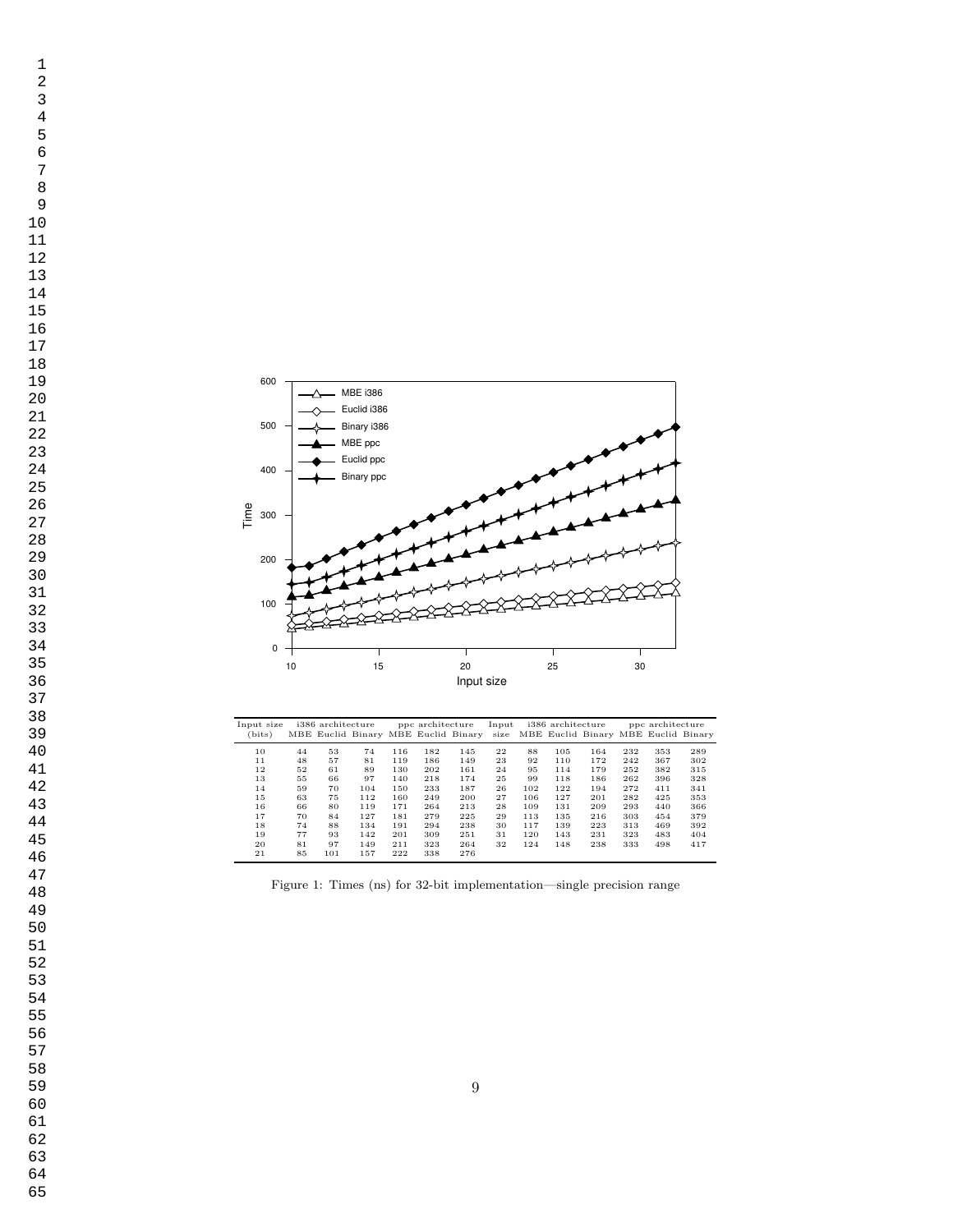600

500

400

300

200

100

0

Time

10

15

20

25

30

Input size

MBE i386

Euclid i386

Binary i386

MBE ppc

Euclid ppc

Binary ppc

| Input size (bits) | i386 architecture MBE | Euclid | Binary | ppc architecture MBE | Euclid | Binary | Input size | i386 architecture MBE | Euclid | Binary | ppc architecture MBE | Euclid | Binary |
|---|---|---|---|---|---|---|---|---|---|---|---|---|---|
| 10 | 44 | 53 | 74 | 116 | 182 | 145 | 22 | 88 | 105 | 164 | 232 | 353 | 289 |
| 11 | 48 | 57 | 81 | 119 | 186 | 149 | 23 | 92 | 110 | 172 | 242 | 367 | 302 |
| 12 | 52 | 61 | 89 | 130 | 202 | 161 | 24 | 95 | 114 | 179 | 252 | 382 | 315 |
| 13 | 55 | 66 | 97 | 140 | 218 | 174 | 25 | 99 | 118 | 186 | 262 | 396 | 328 |
| 14 | 59 | 70 | 104 | 150 | 233 | 187 | 26 | 102 | 122 | 194 | 272 | 411 | 341 |
| 15 | 63 | 75 | 112 | 160 | 249 | 200 | 27 | 106 | 127 | 201 | 282 | 425 | 353 |
| 16 | 66 | 80 | 119 | 171 | 264 | 213 | 28 | 109 | 131 | 209 | 293 | 440 | 366 |
| 17 | 70 | 84 | 127 | 181 | 279 | 225 | 29 | 113 | 135 | 216 | 303 | 454 | 379 |
| 18 | 74 | 88 | 134 | 191 | 294 | 238 | 30 | 117 | 139 | 223 | 313 | 469 | 392 |
| 19 | 77 | 93 | 142 | 201 | 309 | 251 | 31 | 120 | 143 | 231 | 323 | 483 | 404 |
| 20 | 81 | 97 | 149 | 211 | 323 | 264 | 32 | 124 | 148 | 238 | 333 | 498 | 417 |
| 21 | 85 | 101 | 157 | 222 | 338 | 276 | | | | | | | |

Figure 1: Times (ns) for 32-bit implementation—single precision range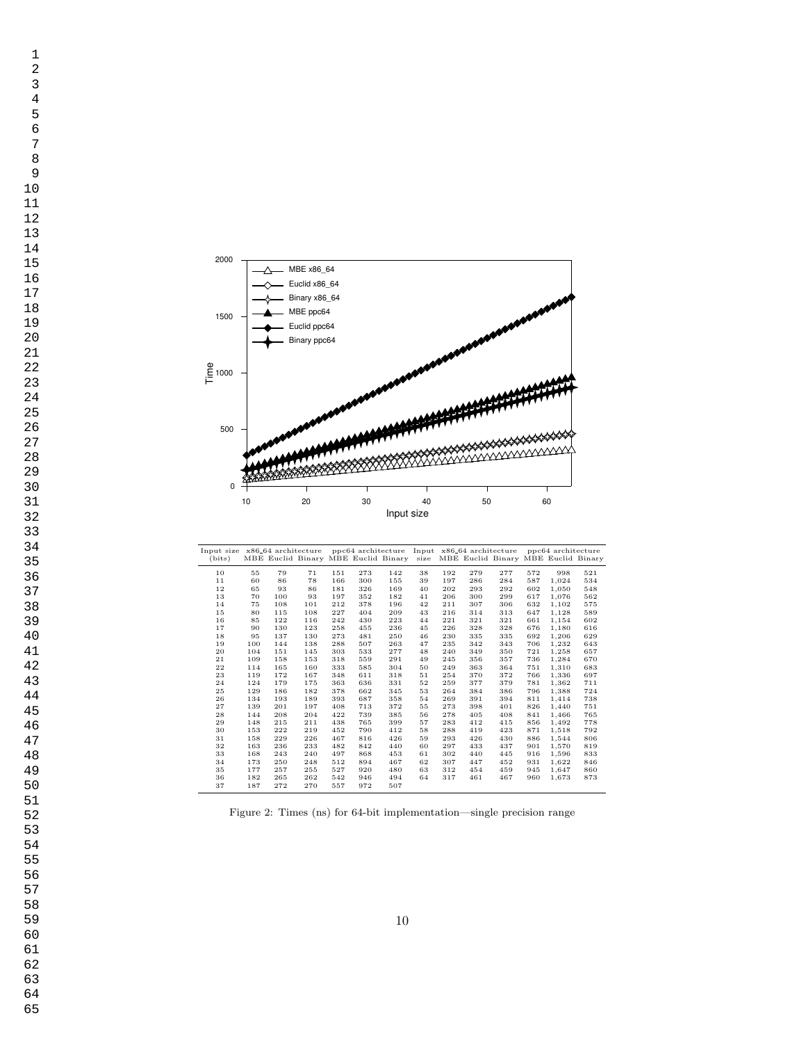2000

1500

1000

500

0

Time

10 20 30 40 50 60

Input size

MBE x86_64

Euclid x86_64

Binary x86_64

MBE ppc64

Euclid ppc64

Binary ppc64

| Input size (bits) | x86_64 architecture | | | ppc64 architecture | | | Input size | x86_64 architecture | | | ppc64 architecture | | |
|---|---|---|---|---|---|---|---|---|---|---|---|---|---|
| | MBE | Euclid | Binary | MBE | Euclid | Binary | | MBE | Euclid | Binary | MBE | Euclid | Binary |
| 10 | 55 | 79 | 71 | 151 | 273 | 142 | 38 | 192 | 279 | 277 | 572 | 998 | 521 |
| 11 | 60 | 86 | 78 | 166 | 300 | 155 | 39 | 197 | 286 | 284 | 587 | 1,024 | 534 |
| 12 | 65 | 93 | 86 | 181 | 326 | 169 | 40 | 202 | 293 | 292 | 602 | 1,050 | 548 |
| 13 | 70 | 100 | 93 | 197 | 352 | 182 | 41 | 206 | 300 | 299 | 617 | 1,076 | 562 |
| 14 | 75 | 108 | 101 | 212 | 378 | 196 | 42 | 211 | 307 | 306 | 632 | 1,102 | 575 |
| 15 | 80 | 115 | 108 | 227 | 404 | 209 | 43 | 216 | 314 | 313 | 647 | 1,128 | 589 |
| 16 | 85 | 122 | 116 | 242 | 430 | 223 | 44 | 221 | 321 | 321 | 661 | 1,154 | 602 |
| 17 | 90 | 130 | 123 | 258 | 455 | 236 | 45 | 226 | 328 | 328 | 676 | 1,180 | 616 |
| 18 | 95 | 137 | 130 | 273 | 481 | 250 | 46 | 230 | 335 | 335 | 692 | 1,206 | 629 |
| 19 | 100 | 144 | 138 | 288 | 507 | 263 | 47 | 235 | 342 | 343 | 706 | 1,232 | 643 |
| 20 | 104 | 151 | 145 | 303 | 533 | 277 | 48 | 240 | 349 | 350 | 721 | 1,258 | 657 |
| 21 | 109 | 158 | 153 | 318 | 559 | 291 | 49 | 245 | 356 | 357 | 736 | 1,284 | 670 |
| 22 | 114 | 165 | 160 | 333 | 585 | 304 | 50 | 249 | 363 | 364 | 751 | 1,310 | 683 |
| 23 | 119 | 172 | 167 | 348 | 611 | 318 | 51 | 254 | 370 | 372 | 766 | 1,336 | 697 |
| 24 | 124 | 179 | 175 | 363 | 636 | 331 | 52 | 259 | 377 | 379 | 781 | 1,362 | 711 |
| 25 | 129 | 186 | 182 | 378 | 662 | 345 | 53 | 264 | 384 | 386 | 796 | 1,388 | 724 |
| 26 | 134 | 193 | 189 | 393 | 687 | 358 | 54 | 269 | 391 | 394 | 811 | 1,414 | 738 |
| 27 | 139 | 201 | 197 | 408 | 713 | 372 | 55 | 273 | 398 | 401 | 826 | 1,440 | 751 |
| 28 | 144 | 208 | 204 | 422 | 739 | 385 | 56 | 278 | 405 | 408 | 841 | 1,466 | 765 |
| 29 | 148 | 215 | 211 | 438 | 765 | 399 | 57 | 283 | 412 | 415 | 856 | 1,492 | 778 |
| 30 | 153 | 222 | 219 | 452 | 790 | 412 | 58 | 288 | 419 | 423 | 871 | 1,518 | 792 |
| 31 | 158 | 229 | 226 | 467 | 816 | 426 | 59 | 293 | 426 | 430 | 886 | 1,544 | 806 |
| 32 | 163 | 236 | 233 | 482 | 842 | 440 | 60 | 297 | 433 | 437 | 901 | 1,570 | 819 |
| 33 | 168 | 243 | 240 | 497 | 868 | 453 | 61 | 302 | 440 | 445 | 916 | 1,596 | 833 |
| 34 | 173 | 250 | 248 | 512 | 894 | 467 | 62 | 307 | 447 | 452 | 931 | 1,622 | 846 |
| 35 | 177 | 257 | 255 | 527 | 920 | 480 | 63 | 312 | 454 | 459 | 945 | 1,647 | 860 |
| 36 | 182 | 265 | 262 | 542 | 946 | 494 | 64 | 317 | 461 | 467 | 960 | 1,673 | 873 |
| 37 | 187 | 272 | 270 | 557 | 972 | 507 | | | | | | | |

Figure 2: Times (ns) for 64-bit implementation—single precision range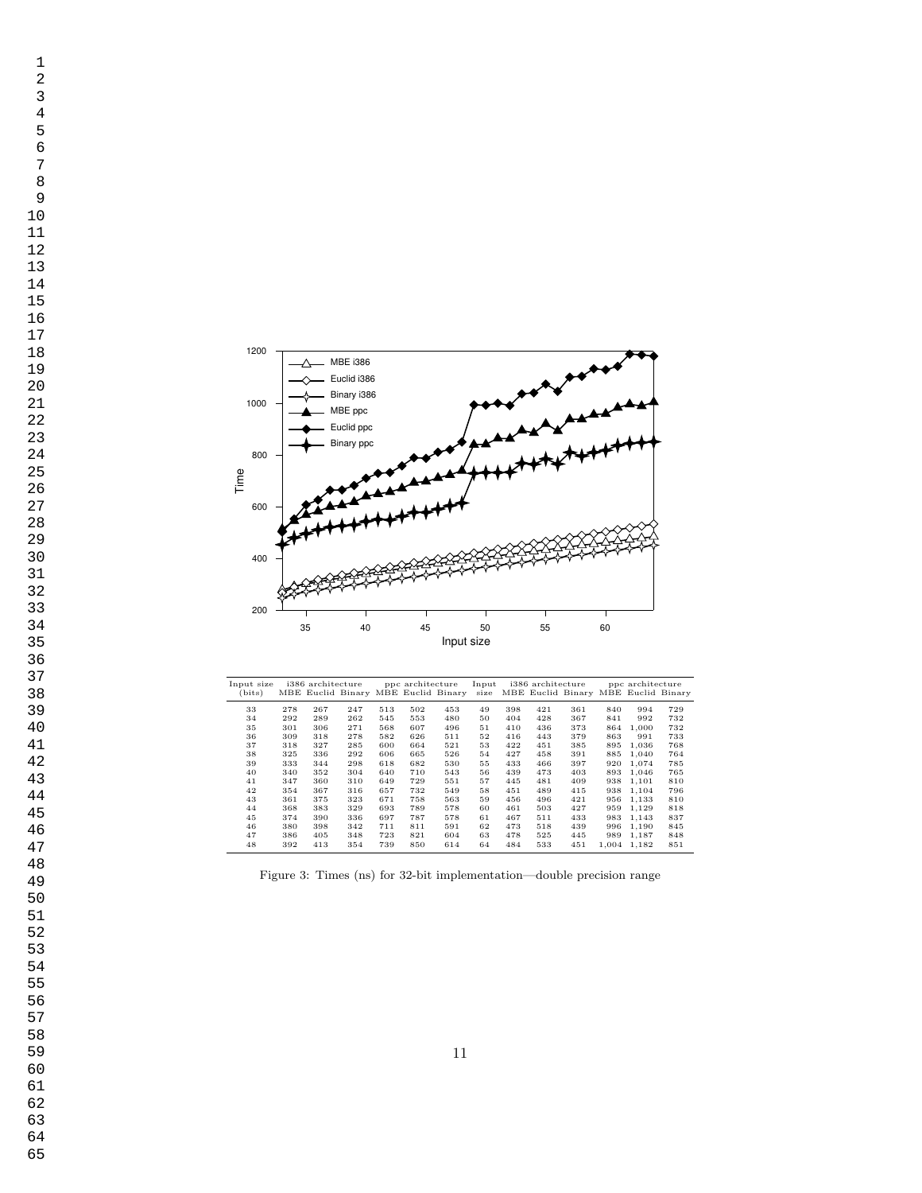| Input size (bits) | i386 architecture | | | ppc architecture | | | Input size | i386 architecture | | | ppc architecture | | |
|---|---|---|---|---|---|---|---|---|---|---|---|---|---|
| | MBE | Euclid | Binary | MBE | Euclid | Binary | | MBE | Euclid | Binary | MBE | Euclid | Binary |
| 33 | 278 | 267 | 247 | 513 | 502 | 453 | 49 | 398 | 421 | 361 | 840 | 994 | 729 |
| 34 | 292 | 289 | 262 | 545 | 553 | 480 | 50 | 404 | 428 | 367 | 841 | 992 | 732 |
| 35 | 301 | 306 | 271 | 568 | 607 | 496 | 51 | 410 | 436 | 373 | 864 | 1,000 | 732 |
| 36 | 309 | 318 | 278 | 582 | 626 | 511 | 52 | 416 | 443 | 379 | 863 | 991 | 733 |
| 37 | 318 | 327 | 285 | 600 | 664 | 521 | 53 | 422 | 451 | 385 | 895 | 1,036 | 768 |
| 38 | 325 | 336 | 292 | 606 | 665 | 526 | 54 | 427 | 458 | 391 | 885 | 1,040 | 764 |
| 39 | 333 | 344 | 298 | 618 | 682 | 530 | 55 | 433 | 466 | 397 | 920 | 1,074 | 785 |
| 40 | 340 | 352 | 304 | 640 | 710 | 543 | 56 | 439 | 473 | 403 | 893 | 1,046 | 765 |
| 41 | 347 | 360 | 310 | 649 | 729 | 551 | 57 | 445 | 481 | 409 | 938 | 1,101 | 810 |
| 42 | 354 | 367 | 316 | 657 | 732 | 549 | 58 | 451 | 489 | 415 | 938 | 1,104 | 796 |
| 43 | 361 | 375 | 323 | 671 | 758 | 563 | 59 | 456 | 496 | 421 | 956 | 1,133 | 810 |
| 44 | 368 | 383 | 329 | 693 | 789 | 578 | 60 | 461 | 503 | 427 | 959 | 1,129 | 818 |
| 45 | 374 | 390 | 336 | 697 | 787 | 578 | 61 | 467 | 511 | 433 | 983 | 1,143 | 837 |
| 46 | 380 | 398 | 342 | 711 | 811 | 591 | 62 | 473 | 518 | 439 | 996 | 1,190 | 845 |
| 47 | 386 | 405 | 348 | 723 | 821 | 604 | 63 | 478 | 525 | 445 | 989 | 1,187 | 848 |
| 48 | 392 | 413 | 354 | 739 | 850 | 614 | 64 | 484 | 533 | 451 | 1,004 | 1,182 | 851 |

Figure 3: Times (ns) for 32-bit implementation—double precision range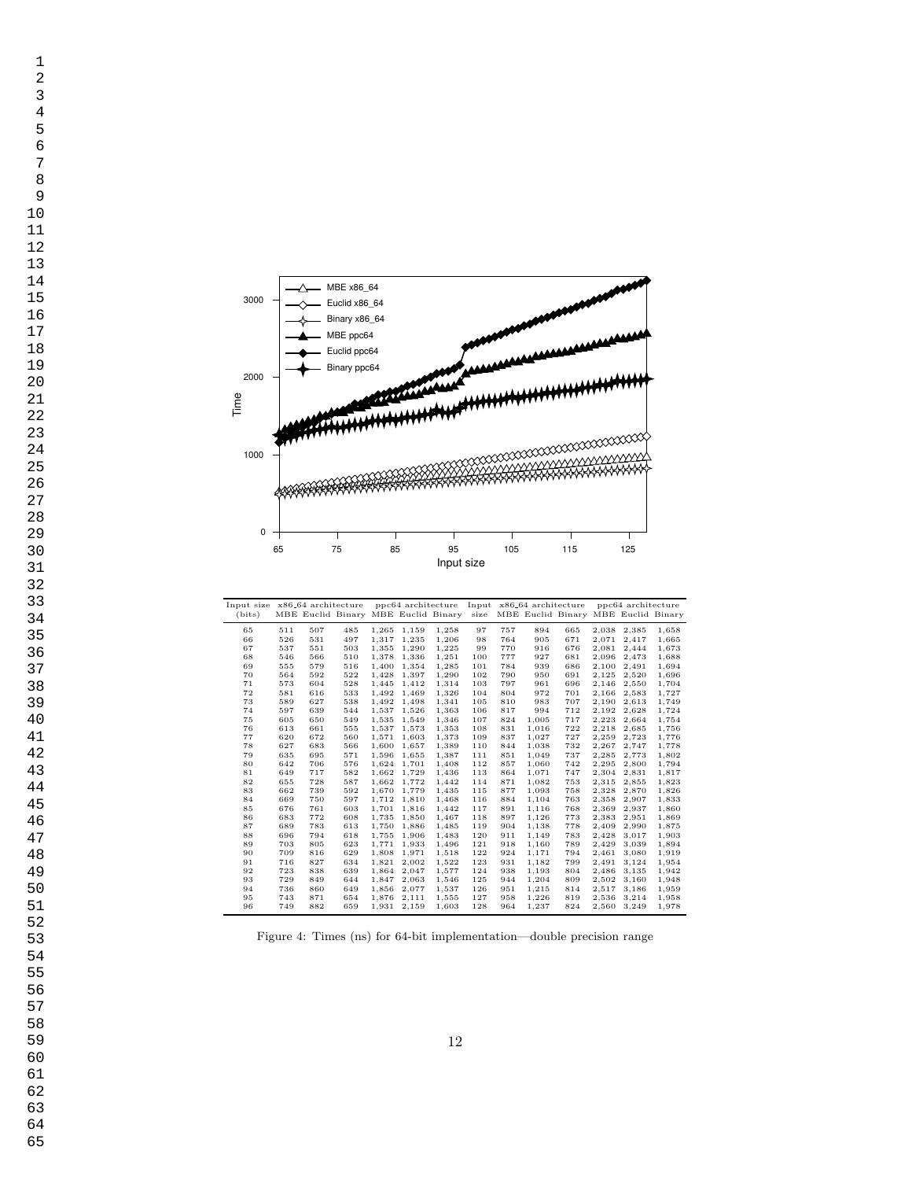MBE x86_64
Euclid x86_64
Binary x86_64
MBE ppc64
Euclid ppc64
Binary ppc64

Time

3000
2000
1000
0

65 75 85 95 105 115 125

Input size

| Input size (bits) | x86_64 architecture | | | ppc64 architecture | | | Input size | x86_64 architecture | | | ppc64 architecture | | |
|---|---|---|---|---|---|---|---|---|---|---|---|---|---|
| | MBE | Euclid | Binary | MBE | Euclid | Binary | | MBE | Euclid | Binary | MBE | Euclid | Binary |
| 65 | 511 | 507 | 485 | 1,265 | 1,159 | 1,258 | 97 | 757 | 894 | 665 | 2,038 | 2,385 | 1,658 |
| 66 | 526 | 531 | 497 | 1,317 | 1,235 | 1,206 | 98 | 764 | 905 | 671 | 2,071 | 2,417 | 1,665 |
| 67 | 537 | 551 | 503 | 1,355 | 1,290 | 1,225 | 99 | 770 | 916 | 676 | 2,081 | 2,444 | 1,673 |
| 68 | 546 | 566 | 510 | 1,378 | 1,336 | 1,251 | 100 | 777 | 927 | 681 | 2,096 | 2,473 | 1,688 |
| 69 | 555 | 579 | 516 | 1,400 | 1,354 | 1,285 | 101 | 784 | 939 | 686 | 2,100 | 2,491 | 1,694 |
| 70 | 564 | 592 | 522 | 1,428 | 1,397 | 1,290 | 102 | 790 | 950 | 691 | 2,125 | 2,520 | 1,696 |
| 71 | 573 | 604 | 528 | 1,445 | 1,412 | 1,314 | 103 | 797 | 961 | 696 | 2,146 | 2,550 | 1,704 |
| 72 | 581 | 616 | 533 | 1,492 | 1,469 | 1,326 | 104 | 804 | 972 | 701 | 2,166 | 2,583 | 1,727 |
| 73 | 589 | 627 | 538 | 1,492 | 1,498 | 1,341 | 105 | 810 | 983 | 707 | 2,190 | 2,613 | 1,749 |
| 74 | 597 | 639 | 544 | 1,537 | 1,526 | 1,363 | 106 | 817 | 994 | 712 | 2,192 | 2,628 | 1,724 |
| 75 | 605 | 650 | 549 | 1,535 | 1,549 | 1,346 | 107 | 824 | 1,005 | 717 | 2,223 | 2,664 | 1,754 |
| 76 | 613 | 661 | 555 | 1,537 | 1,573 | 1,353 | 108 | 831 | 1,016 | 722 | 2,218 | 2,685 | 1,756 |
| 77 | 620 | 672 | 560 | 1,571 | 1,603 | 1,373 | 109 | 837 | 1,027 | 727 | 2,259 | 2,723 | 1,776 |
| 78 | 627 | 683 | 566 | 1,600 | 1,657 | 1,389 | 110 | 844 | 1,038 | 732 | 2,267 | 2,747 | 1,778 |
| 79 | 635 | 695 | 571 | 1,596 | 1,655 | 1,387 | 111 | 851 | 1,049 | 737 | 2,285 | 2,773 | 1,802 |
| 80 | 642 | 706 | 576 | 1,624 | 1,701 | 1,408 | 112 | 857 | 1,060 | 742 | 2,295 | 2,800 | 1,794 |
| 81 | 649 | 717 | 582 | 1,662 | 1,729 | 1,436 | 113 | 864 | 1,071 | 747 | 2,304 | 2,831 | 1,817 |
| 82 | 655 | 728 | 587 | 1,662 | 1,772 | 1,442 | 114 | 871 | 1,082 | 753 | 2,315 | 2,855 | 1,823 |
| 83 | 662 | 739 | 592 | 1,670 | 1,779 | 1,435 | 115 | 877 | 1,093 | 758 | 2,328 | 2,870 | 1,826 |
| 84 | 669 | 750 | 597 | 1,712 | 1,810 | 1,468 | 116 | 884 | 1,104 | 763 | 2,358 | 2,907 | 1,833 |
| 85 | 676 | 761 | 603 | 1,701 | 1,816 | 1,442 | 117 | 891 | 1,116 | 768 | 2,369 | 2,937 | 1,860 |
| 86 | 683 | 772 | 608 | 1,735 | 1,850 | 1,467 | 118 | 897 | 1,126 | 773 | 2,383 | 2,951 | 1,869 |
| 87 | 689 | 783 | 613 | 1,750 | 1,886 | 1,485 | 119 | 904 | 1,138 | 778 | 2,409 | 2,990 | 1,875 |
| 88 | 696 | 794 | 618 | 1,755 | 1,906 | 1,483 | 120 | 911 | 1,149 | 783 | 2,428 | 3,017 | 1,903 |
| 89 | 703 | 805 | 623 | 1,771 | 1,933 | 1,496 | 121 | 918 | 1,160 | 789 | 2,429 | 3,039 | 1,894 |
| 90 | 709 | 816 | 629 | 1,808 | 1,971 | 1,518 | 122 | 924 | 1,171 | 794 | 2,461 | 3,080 | 1,919 |
| 91 | 716 | 827 | 634 | 1,821 | 2,002 | 1,522 | 123 | 931 | 1,182 | 799 | 2,491 | 3,124 | 1,954 |
| 92 | 723 | 838 | 639 | 1,864 | 2,047 | 1,577 | 124 | 938 | 1,193 | 804 | 2,486 | 3,135 | 1,942 |
| 93 | 729 | 849 | 644 | 1,847 | 2,063 | 1,546 | 125 | 944 | 1,204 | 809 | 2,502 | 3,160 | 1,948 |
| 94 | 736 | 860 | 649 | 1,856 | 2,077 | 1,537 | 126 | 951 | 1,215 | 814 | 2,517 | 3,186 | 1,959 |
| 95 | 743 | 871 | 654 | 1,876 | 2,111 | 1,555 | 127 | 958 | 1,226 | 819 | 2,536 | 3,214 | 1,958 |
| 96 | 749 | 882 | 659 | 1,931 | 2,159 | 1,603 | 128 | 964 | 1,237 | 824 | 2,560 | 3,249 | 1,978 |

Figure 4: Times (ns) for 64-bit implementation—double precision range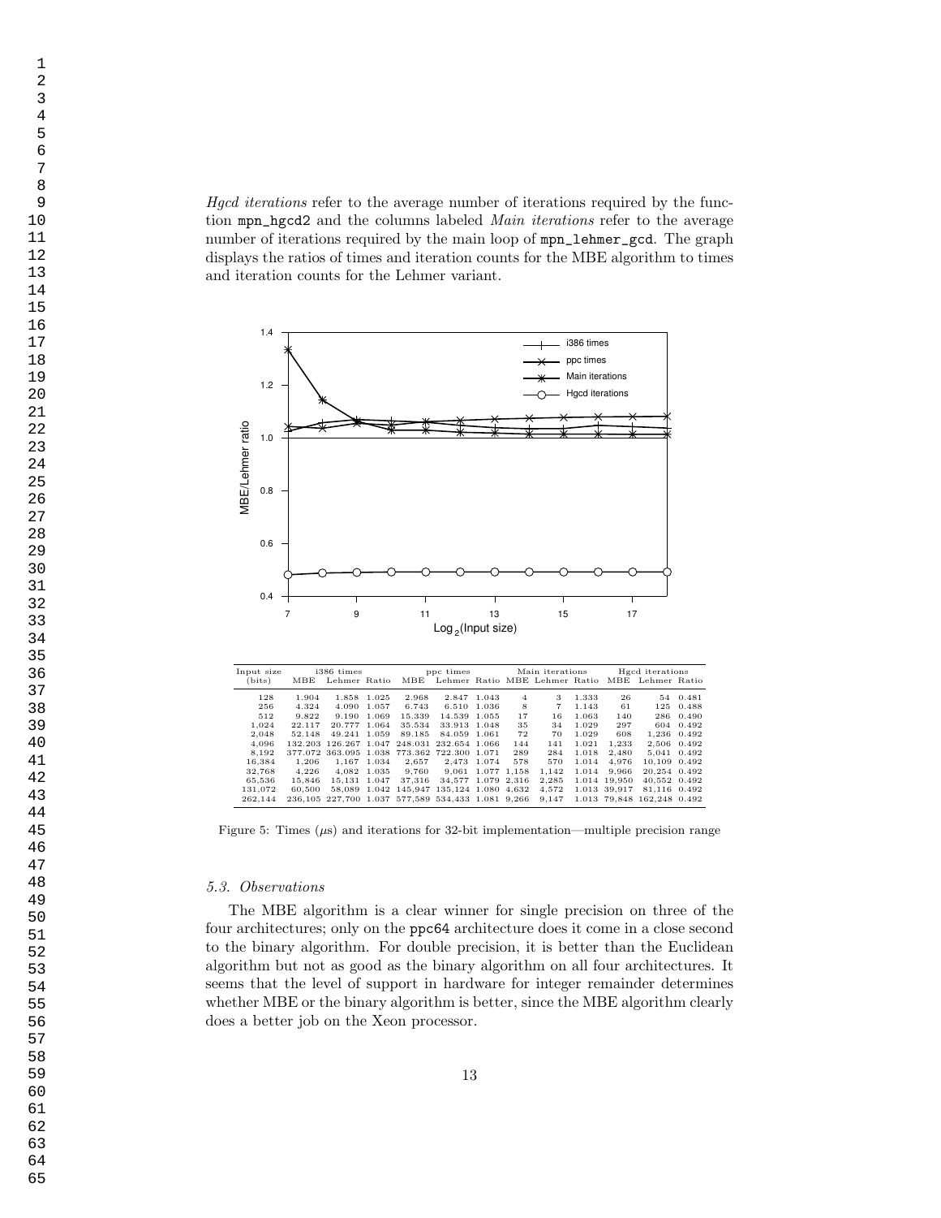*Hgcd iterations* refer to the average number of iterations required by the function mpn_hgcd2 and the columns labeled *Main iterations* refer to the average number of iterations required by the main loop of mpn_lehmer_gcd. The graph displays the ratios of times and iteration counts for the MBE algorithm to times and iteration counts for the Lehmer variant.

1.4
1.2
1.0
0.8
0.6
0.4
MBE/Lehmer ratio
7
9
11
13
15
17
$\text{Log}_2$(Input size)
i386 times
ppc times
Main iterations
Hgcd iterations

| Input size (bits) | i386 times | | | ppc times | | | Main iterations | | | Hgcd iterations | | |
|---|---|---|---|---|---|---|---|---|---|---|---|---|
| | MBE | Lehmer | Ratio | MBE | Lehmer | Ratio | MBE | Lehmer | Ratio | MBE | Lehmer | Ratio |
| 128 | 1.904 | 1.858 | 1.025 | 2.968 | 2.847 | 1.043 | 4 | 3 | 1.333 | 26 | 54 | 0.481 |
| 256 | 4.324 | 4.090 | 1.057 | 6.743 | 6.510 | 1.036 | 8 | 7 | 1.143 | 61 | 125 | 0.488 |
| 512 | 9.822 | 9.190 | 1.069 | 15.339 | 14.539 | 1.055 | 17 | 16 | 1.063 | 140 | 286 | 0.490 |
| 1,024 | 22.117 | 20.777 | 1.064 | 35.534 | 33.913 | 1.048 | 35 | 34 | 1.029 | 297 | 604 | 0.492 |
| 2,048 | 52.148 | 49.241 | 1.059 | 89.185 | 84.059 | 1.061 | 72 | 70 | 1.029 | 608 | 1,236 | 0.492 |
| 4,096 | 132.203 | 126.267 | 1.047 | 248.031 | 232.654 | 1.066 | 144 | 141 | 1.021 | 1,233 | 2,506 | 0.492 |
| 8,192 | 377.072 | 363.095 | 1.038 | 773.362 | 722.300 | 1.071 | 289 | 284 | 1.018 | 2,480 | 5,041 | 0.492 |
| 16,384 | 1,206 | 1,167 | 1.034 | 2,657 | 2,473 | 1.074 | 578 | 570 | 1.014 | 4,976 | 10,109 | 0.492 |
| 32,768 | 4,226 | 4,082 | 1.035 | 9,760 | 9,061 | 1.077 | 1,158 | 1,142 | 1.014 | 9,966 | 20,254 | 0.492 |
| 65,536 | 15,846 | 15,131 | 1.047 | 37,316 | 34,577 | 1.079 | 2,316 | 2,285 | 1.014 | 19,950 | 40,552 | 0.492 |
| 131,072 | 60,500 | 58,089 | 1.042 | 145,947 | 135,124 | 1.080 | 4,632 | 4,572 | 1.013 | 39,917 | 81,116 | 0.492 |
| 262,144 | 236,105 | 227,700 | 1.037 | 577,589 | 534,433 | 1.081 | 9,266 | 9,147 | 1.013 | 79,848 | 162,248 | 0.492 |

Figure 5: Times ($\mu$s) and iterations for 32-bit implementation—multiple precision range

### *5.3. Observations*

The MBE algorithm is a clear winner for single precision on three of the four architectures; only on the ppc64 architecture does it come in a close second to the binary algorithm. For double precision, it is better than the Euclidean algorithm but not as good as the binary algorithm on all four architectures. It seems that the level of support in hardware for integer remainder determines whether MBE or the binary algorithm is better, since the MBE algorithm clearly does a better job on the Xeon processor.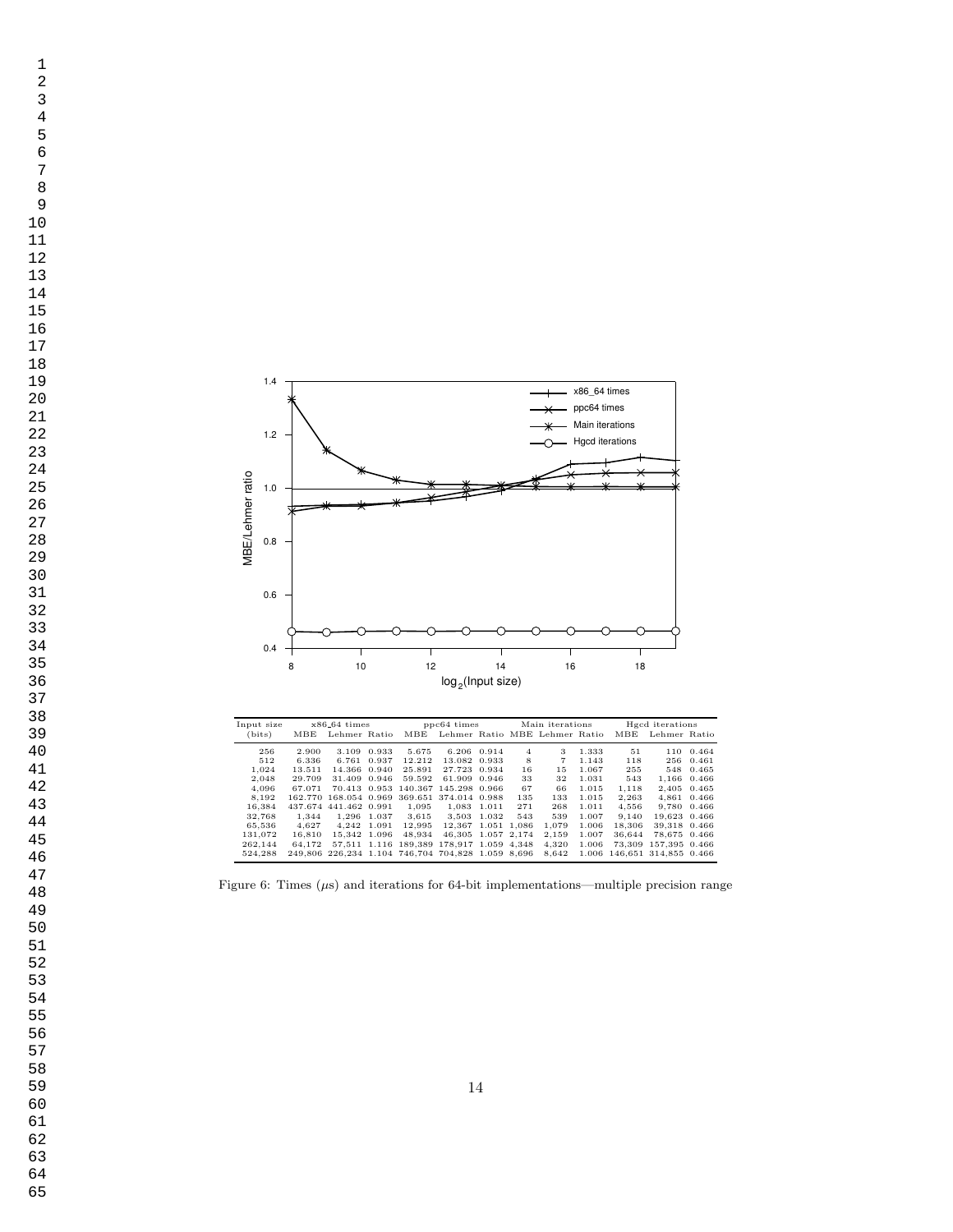1.4

1.2

1.0

0.8

0.6

0.4

MBE/Lehmer ratio

8 10 12 14 16 18

$\log_2$(Input size)

x86_64 times

ppc64 times

Main iterations

Hgcd iterations

| Input size (bits) | x86_64 times | | | ppc64 times | | | Main iterations | | | Hgcd iterations | | |
|---|---|---|---|---|---|---|---|---|---|---|---|---|
| | MBE | Lehmer | Ratio | MBE | Lehmer | Ratio | MBE | Lehmer | Ratio | MBE | Lehmer | Ratio |
| 256 | 2.900 | 3.109 | 0.933 | 5.675 | 6.206 | 0.914 | 4 | 3 | 1.333 | 51 | 110 | 0.464 |
| 512 | 6.336 | 6.761 | 0.937 | 12.212 | 13.082 | 0.933 | 8 | 7 | 1.143 | 118 | 256 | 0.461 |
| 1,024 | 13.511 | 14.366 | 0.940 | 25.891 | 27.723 | 0.934 | 16 | 15 | 1.067 | 255 | 548 | 0.465 |
| 2,048 | 29.709 | 31.409 | 0.946 | 59.592 | 61.909 | 0.946 | 33 | 32 | 1.031 | 543 | 1,166 | 0.466 |
| 4,096 | 67.071 | 70.413 | 0.953 | 140.367 | 145.298 | 0.966 | 67 | 66 | 1.015 | 1,118 | 2,405 | 0.465 |
| 8,192 | 162.770 | 168.054 | 0.969 | 369.651 | 374.014 | 0.988 | 135 | 133 | 1.015 | 2,263 | 4,861 | 0.466 |
| 16,384 | 437.674 | 441.462 | 0.991 | 1,095 | 1,083 | 1.011 | 271 | 268 | 1.011 | 4,556 | 9,780 | 0.466 |
| 32,768 | 1,344 | 1,296 | 1.037 | 3,615 | 3,503 | 1.032 | 543 | 539 | 1.007 | 9,140 | 19,623 | 0.466 |
| 65,536 | 4,627 | 4,242 | 1.091 | 12,995 | 12,367 | 1.051 | 1,086 | 1,079 | 1.006 | 18,306 | 39,318 | 0.466 |
| 131,072 | 16,810 | 15,342 | 1.096 | 48,934 | 46,305 | 1.057 | 2,174 | 2,159 | 1.007 | 36,644 | 78,675 | 0.466 |
| 262,144 | 64,172 | 57,511 | 1.116 | 189,389 | 178,917 | 1.059 | 4,348 | 4,320 | 1.006 | 73,309 | 157,395 | 0.466 |
| 524,288 | 249,806 | 226,234 | 1.104 | 746,704 | 704,828 | 1.059 | 8,696 | 8,642 | 1.006 | 146,651 | 314,855 | 0.466 |

Figure 6: Times ($\mu$s) and iterations for 64-bit implementations—multiple precision range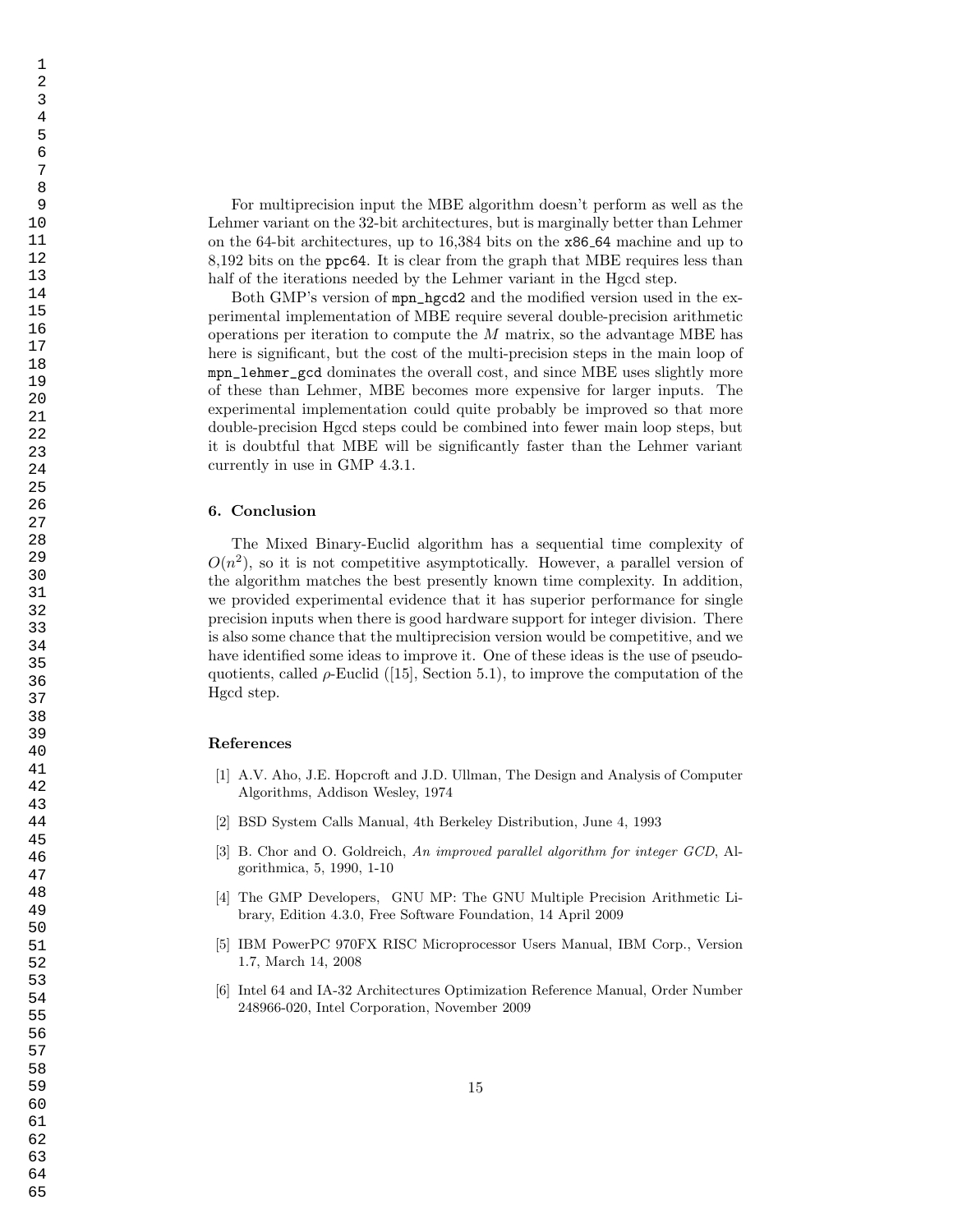For multiprecision input the MBE algorithm doesn't perform as well as the Lehmer variant on the 32-bit architectures, but is marginally better than Lehmer on the 64-bit architectures, up to 16,384 bits on the `x86_64` machine and up to 8,192 bits on the `ppc64`. It is clear from the graph that MBE requires less than half of the iterations needed by the Lehmer variant in the Hgcd step.

Both GMP's version of `mpn_hgcd2` and the modified version used in the experimental implementation of MBE require several double-precision arithmetic operations per iteration to compute the $M$ matrix, so the advantage MBE has here is significant, but the cost of the multi-precision steps in the main loop of `mpn_lehmer_gcd` dominates the overall cost, and since MBE uses slightly more of these than Lehmer, MBE becomes more expensive for larger inputs. The experimental implementation could quite probably be improved so that more double-precision Hgcd steps could be combined into fewer main loop steps, but it is doubtful that MBE will be significantly faster than the Lehmer variant currently in use in GMP 4.3.1.

## 6. Conclusion

The Mixed Binary-Euclid algorithm has a sequential time complexity of $O(n^2)$, so it is not competitive asymptotically. However, a parallel version of the algorithm matches the best presently known time complexity. In addition, we provided experimental evidence that it has superior performance for single precision inputs when there is good hardware support for integer division. There is also some chance that the multiprecision version would be competitive, and we have identified some ideas to improve it. One of these ideas is the use of pseudo-quotients, called $\rho$-Euclid ([15], Section 5.1), to improve the computation of the Hgcd step.

## References

[1] A.V. Aho, J.E. Hopcroft and J.D. Ullman, The Design and Analysis of Computer Algorithms, Addison Wesley, 1974

[2] BSD System Calls Manual, 4th Berkeley Distribution, June 4, 1993

[3] B. Chor and O. Goldreich, *An improved parallel algorithm for integer GCD*, Algorithmica, 5, 1990, 1-10

[4] The GMP Developers, GNU MP: The GNU Multiple Precision Arithmetic Library, Edition 4.3.0, Free Software Foundation, 14 April 2009

[5] IBM PowerPC 970FX RISC Microprocessor Users Manual, IBM Corp., Version 1.7, March 14, 2008

[6] Intel 64 and IA-32 Architectures Optimization Reference Manual, Order Number 248966-020, Intel Corporation, November 2009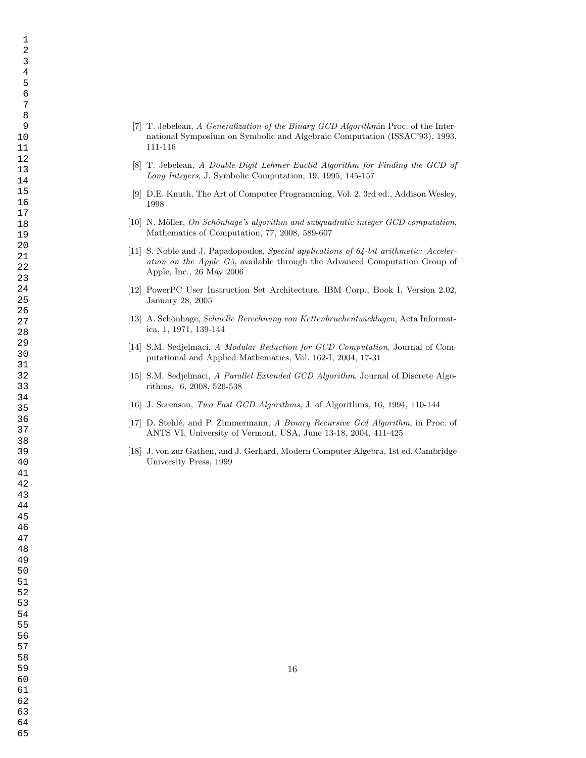[7] T. Jebelean, *A Generalization of the Binary GCD Algorithm*in Proc. of the International Symposium on Symbolic and Algebraic Computation (ISSAC'93), 1993, 111-116

[8] T. Jebelean, *A Double-Digit Lehmer-Euclid Algorithm for Finding the GCD of Long Integers*, J. Symbolic Computation, 19, 1995, 145-157

[9] D.E. Knuth, The Art of Computer Programming, Vol. 2, 3rd ed., Addison Wesley, 1998

[10] N. Möller, *On Schönhage's algorithm and subquadratic integer GCD computation*, Mathematics of Computation, 77, 2008, 589-607

[11] S. Noble and J. Papadopoulos, *Special applications of 64-bit arithmetic: Acceleration on the Apple G5*, available through the Advanced Computation Group of Apple, Inc., 26 May 2006

[12] PowerPC User Instruction Set Architecture, IBM Corp., Book I, Version 2.02, January 28, 2005

[13] A. Schönhage, *Schnelle Berechnung von Kettenbruchentwicklugen*, Acta Informatica, 1, 1971, 139-144

[14] S.M. Sedjelmaci, *A Modular Reduction for GCD Computation*, Journal of Computational and Applied Mathematics, Vol. 162-I, 2004, 17-31

[15] S.M. Sedjelmaci, *A Parallel Extended GCD Algorithm*, Journal of Discrete Algorithms, 6, 2008, 526-538

[16] J. Sorenson, *Two Fast GCD Algorithms*, J. of Algorithms, 16, 1994, 110-144

[17] D. Stehlé, and P. Zimmermann, *A Binary Recursive Gcd Algorithm*, in Proc. of ANTS VI, University of Vermont, USA, June 13-18, 2004, 411-425

[18] J. von zur Gathen, and J. Gerhard, Modern Computer Algebra, 1st ed. Cambridge University Press, 1999